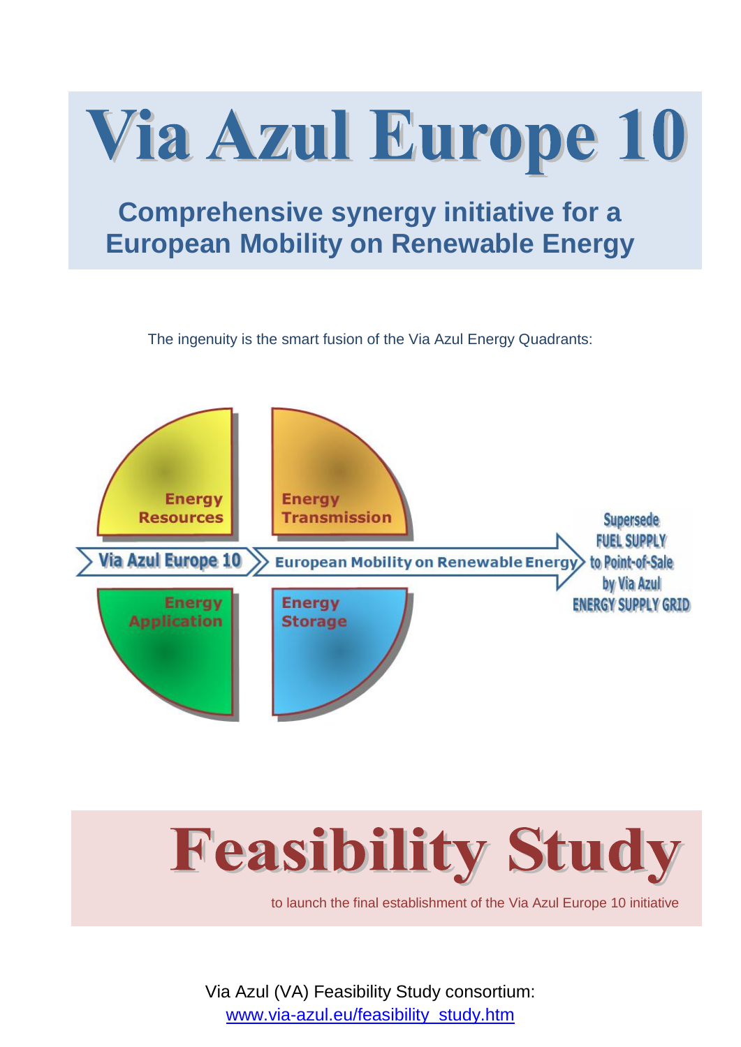# Via Azul Europe 10

## Comprehensive synergy initiative for a European Mobility on Renewable Energy

The ingenuity is the smart fusion of the Via Azul Energy Quadrants:

Energy Resources

Energy Transmission

Via Azul Europe 10

European Mobility on Renewable Energy

Supersede FUEL SUPPLY to Point-of-Sale by Via Azul ENERGY SUPPLY GRID

Energy Application

Energy Storage

# Feasibility Study

to launch the final establishment of the Via Azul Europe 10 initiative

Via Azul (VA) Feasibility Study consortium:
[www.via-azul.eu/feasibility_study.htm](www.via-azul.eu/feasibility_study.htm)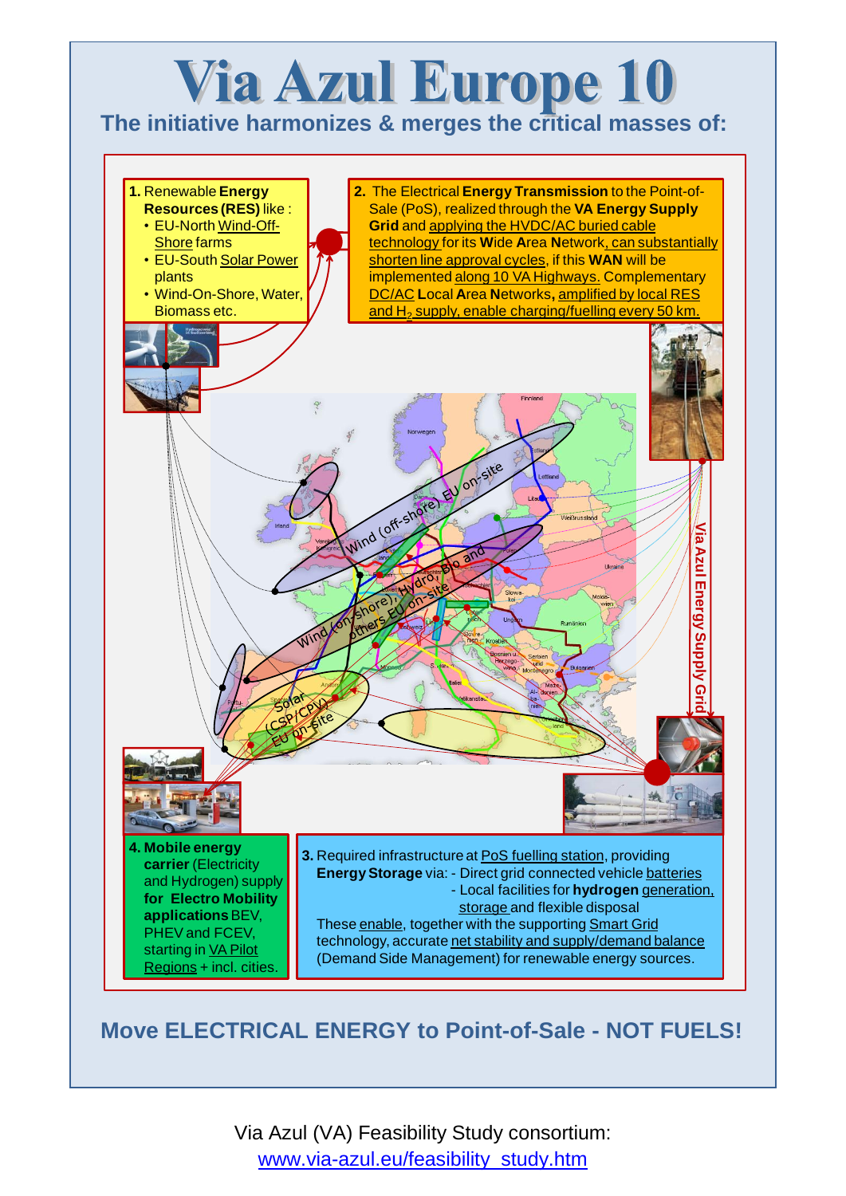# Via Azul Europe 10

## The initiative harmonizes & merges the critical masses of:

**1.** Renewable **Energy Resources (RES)** like :

- EU-North Wind-Off-Shore farms
- EU-South Solar Power plants
- Wind-On-Shore, Water, Biomass etc.

**2.** The Electrical **Energy Transmission** to the Point-of-Sale (PoS), realized through the **VA Energy Supply Grid** and applying the HVDC/AC buried cable technology for its **W**ide **A**rea **N**etwork, can substantially shorten line approval cycles, if this **WAN** will be implemented along 10 VA Highways. Complementary DC/AC **L**ocal **A**rea **N**etworks**,** amplified by local RES and $H_2$ supply, enable charging/fuelling every 50 km.

Wind (off-shore) EU on-site

Wind (on-shore), Hydro, Bio and others EU on-site

Solar (CSP/CPV) EU on-site

Via Azul Energy Supply Grid

**4. Mobile energy carrier** (Electricity and Hydrogen) supply **for Electro Mobility applications** BEV, PHEV and FCEV, starting in VA Pilot Regions + incl. cities.

**3.** Required infrastructure at PoS fuelling station, providing **Energy Storage** via:
- Direct grid connected vehicle batteries
- Local facilities for **hydrogen** generation, storage and flexible disposal

These enable, together with the supporting Smart Grid technology, accurate net stability and supply/demand balance (Demand Side Management) for renewable energy sources.

## Move ELECTRICAL ENERGY to Point-of-Sale - NOT FUELS!

Via Azul (VA) Feasibility Study consortium:
www.via-azul.eu/feasibility_study.htm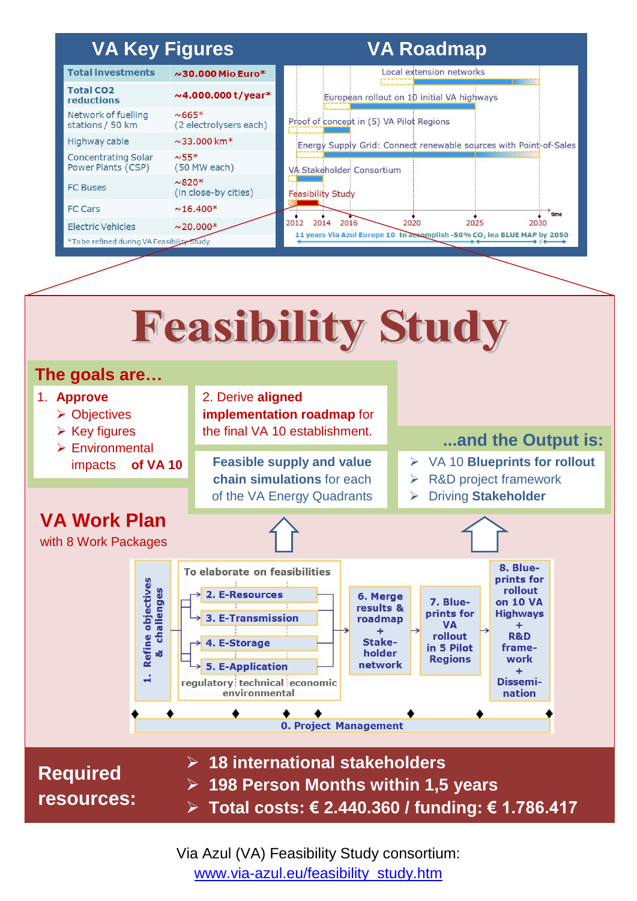## VA Key Figures

| Total investments | ~30.000 Mio Euro* |
|---|---|
| Total CO2 reductions | ~4.000.000 t/year* |
| Network of fuelling stations / 50 km | ~665* (2 electrolysers each) |
| Highway cable | ~33.000 km* |
| Concentrating Solar Power Plants (CSP) | ~55* (50 MW each) |
| FC Buses | ~820* (in close-by cities) |
| FC Cars | ~16.400* |
| Electric Vehicles | ~20.000* |

*To be refined during VA Feasibility Study

## VA Roadmap

- Local extension networks
- European rollout on 10 initial VA highways
- Proof of concept in (5) VA Pilot Regions
- Energy Supply Grid: Connect renewable sources with Point-of-Sales
- VA Stakeholder Consortium
- Feasibility Study

2012 · 2014 · 2016 · 2020 · 2025 · 2030 — time

11 years Via Azul Europe 10 to accomplish -50% $CO_2$ iea BLUE MAP by 2050

# Feasibility Study

## The goals are…

1. **Approve**
   - Objectives
   - Key figures
   - Environmental impacts **of VA 10**

2. Derive **aligned implementation roadmap** for the final VA 10 establishment.

**Feasible supply and value chain simulations** for each of the VA Energy Quadrants

## ...and the Output is:

- VA 10 **Blueprints for rollout**
- R&D project framework
- Driving **Stakeholder**

## VA Work Plan

with 8 Work Packages

- 1. Refine objectives & challenges
- To elaborate on feasibilities:
  - 2. E-Resources
  - 3. E-Transmission
  - 4. E-Storage
  - 5. E-Application
  - regulatory | technical | economic | environmental
- 6. Merge results & roadmap + Stakeholder network
- 7. Blueprints for VA rollout in 5 Pilot Regions
- 8. Blueprints for rollout on 10 VA Highways + R&D framework + Dissemination
- 0. Project Management

## Required resources:

- **18 international stakeholders**
- **198 Person Months within 1,5 years**
- **Total costs: € 2.440.360 / funding: € 1.786.417**

Via Azul (VA) Feasibility Study consortium:
www.via-azul.eu/feasibility_study.htm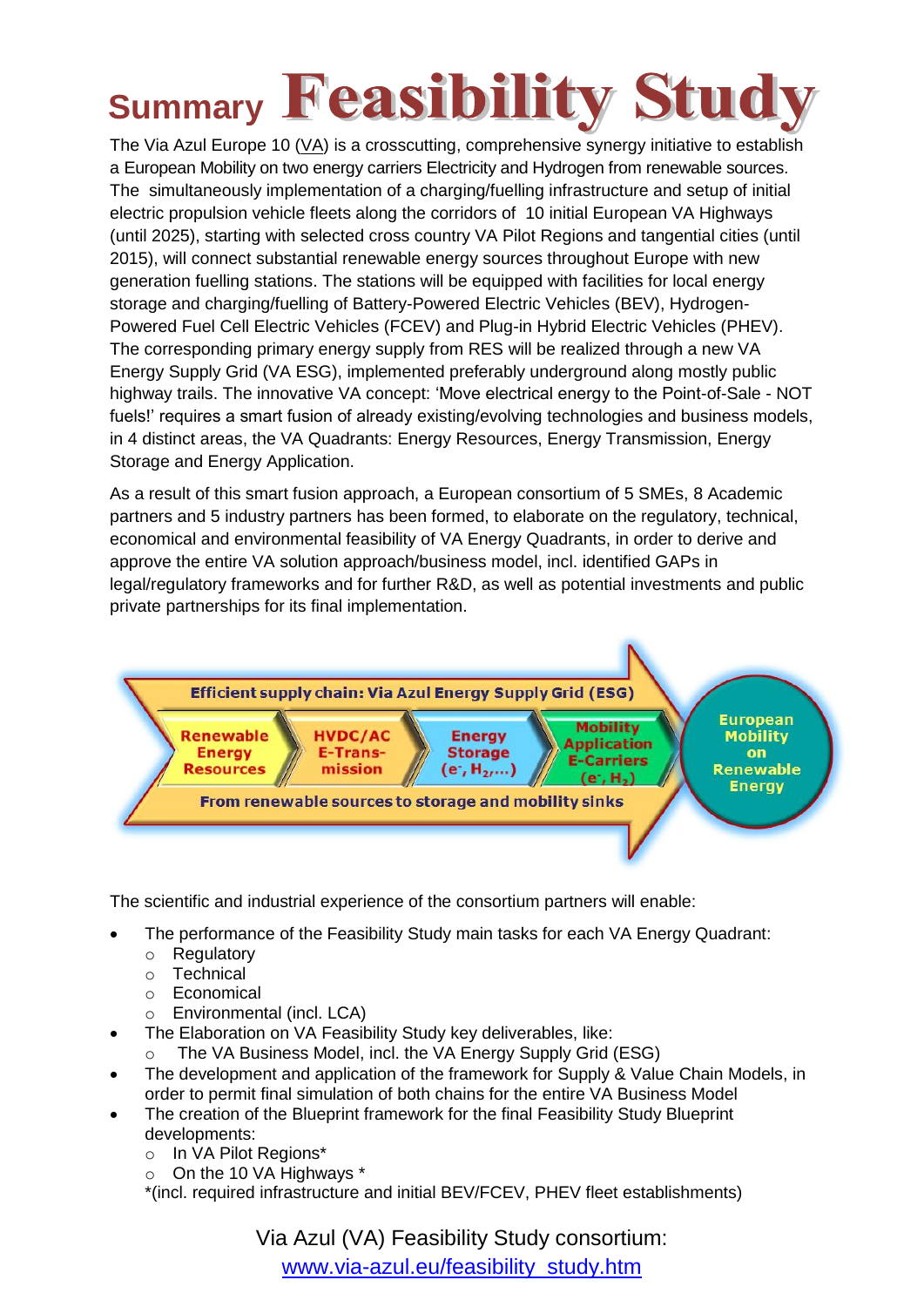# Summary Feasibility Study

The Via Azul Europe 10 (VA) is a crosscutting, comprehensive synergy initiative to establish a European Mobility on two energy carriers Electricity and Hydrogen from renewable sources. The simultaneously implementation of a charging/fuelling infrastructure and setup of initial electric propulsion vehicle fleets along the corridors of 10 initial European VA Highways (until 2025), starting with selected cross country VA Pilot Regions and tangential cities (until 2015), will connect substantial renewable energy sources throughout Europe with new generation fuelling stations. The stations will be equipped with facilities for local energy storage and charging/fuelling of Battery-Powered Electric Vehicles (BEV), Hydrogen-Powered Fuel Cell Electric Vehicles (FCEV) and Plug-in Hybrid Electric Vehicles (PHEV). The corresponding primary energy supply from RES will be realized through a new VA Energy Supply Grid (VA ESG), implemented preferably underground along mostly public highway trails. The innovative VA concept: 'Move electrical energy to the Point-of-Sale - NOT fuels!' requires a smart fusion of already existing/evolving technologies and business models, in 4 distinct areas, the VA Quadrants: Energy Resources, Energy Transmission, Energy Storage and Energy Application.

As a result of this smart fusion approach, a European consortium of 5 SMEs, 8 Academic partners and 5 industry partners has been formed, to elaborate on the regulatory, technical, economical and environmental feasibility of VA Energy Quadrants, in order to derive and approve the entire VA solution approach/business model, incl. identified GAPs in legal/regulatory frameworks and for further R&D, as well as potential investments and public private partnerships for its final implementation.

Efficient supply chain: Via Azul Energy Supply Grid (ESG)

Renewable Energy Resources

HVDC/AC E-Trans-mission

Energy Storage ($e^-$, $H_2$,...)

Mobility Application E-Carriers ($e^-$, $H_2$)

From renewable sources to storage and mobility sinks

European Mobility on Renewable Energy

The scientific and industrial experience of the consortium partners will enable:

- The performance of the Feasibility Study main tasks for each VA Energy Quadrant:
  - Regulatory
  - Technical
  - Economical
  - Environmental (incl. LCA)
- The Elaboration on VA Feasibility Study key deliverables, like:
  - The VA Business Model, incl. the VA Energy Supply Grid (ESG)
- The development and application of the framework for Supply & Value Chain Models, in order to permit final simulation of both chains for the entire VA Business Model
- The creation of the Blueprint framework for the final Feasibility Study Blueprint developments:
  - In VA Pilot Regions*
  - On the 10 VA Highways *

  *(incl. required infrastructure and initial BEV/FCEV, PHEV fleet establishments)

Via Azul (VA) Feasibility Study consortium:
www.via-azul.eu/feasibility_study.htm